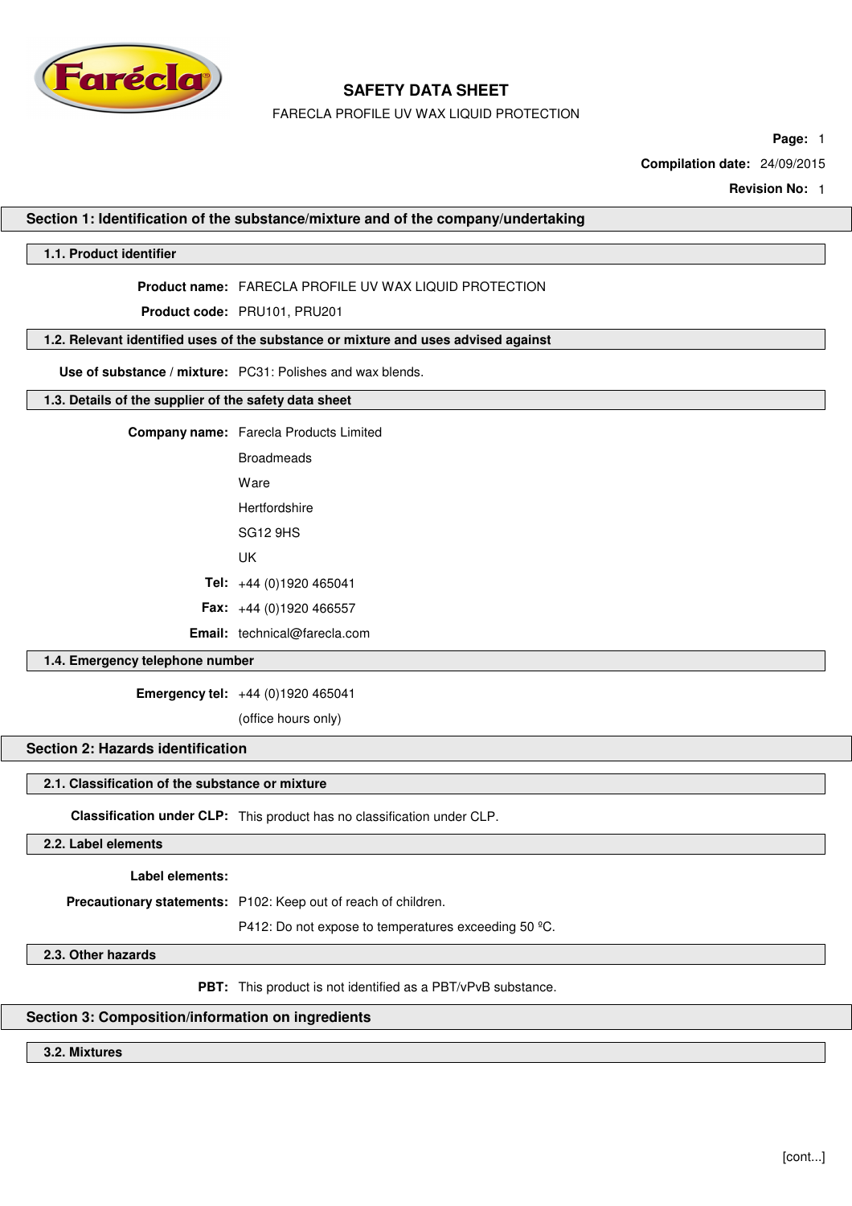# SAFETY DATA SHEET

FARECLA PROFILE UV WAX LIQUID PROTECTION

**Compilation date:** 24/09/2015

**Revision No:** 1

## Section 1: Identification of the substance/mixture and of the company/undertaking

### 1.1. Product identifier

**Product name:** FARECLA PROFILE UV WAX LIQUID PROTECTION

**Product code:** PRU101, PRU201

### 1.2. Relevant identified uses of the substance or mixture and uses advised against

**Use of substance / mixture:** PC31: Polishes and wax blends.

### 1.3. Details of the supplier of the safety data sheet

**Company name:** Farecla Products Limited

Broadmeads

Ware

Hertfordshire

SG12 9HS

UK

**Tel:** +44 (0)1920 465041

**Fax:** +44 (0)1920 466557

**Email:** technical@farecla.com

### 1.4. Emergency telephone number

**Emergency tel:** +44 (0)1920 465041

(office hours only)

## Section 2: Hazards identification

### 2.1. Classification of the substance or mixture

**Classification under CLP:** This product has no classification under CLP.

### 2.2. Label elements

**Label elements:**

**Precautionary statements:** P102: Keep out of reach of children.

P412: Do not expose to temperatures exceeding 50 ºC.

### 2.3. Other hazards

**PBT:** This product is not identified as a PBT/vPvB substance.

## Section 3: Composition/information on ingredients

### 3.2. Mixtures

[cont...]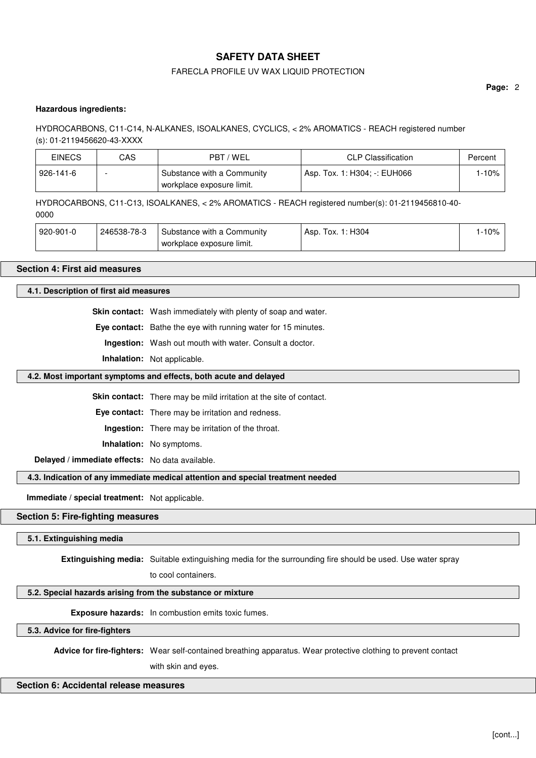**Hazardous ingredients:**

HYDROCARBONS, C11-C14, N-ALKANES, ISOALKANES, CYCLICS, < 2% AROMATICS - REACH registered number (s): 01-2119456620-43-XXXX

| EINECS | CAS | PBT / WEL | CLP Classification | Percent |
|---|---|---|---|---|
| 926-141-6 | - | Substance with a Community workplace exposure limit. | Asp. Tox. 1: H304; -: EUH066 | 1-10% |

HYDROCARBONS, C11-C13, ISOALKANES, < 2% AROMATICS - REACH registered number(s): 01-2119456810-40-0000

| EINECS | CAS | PBT / WEL | CLP Classification | Percent |
|---|---|---|---|---|
| 920-901-0 | 246538-78-3 | Substance with a Community workplace exposure limit. | Asp. Tox. 1: H304 | 1-10% |

## Section 4: First aid measures

### 4.1. Description of first aid measures

**Skin contact:** Wash immediately with plenty of soap and water.

**Eye contact:** Bathe the eye with running water for 15 minutes.

**Ingestion:** Wash out mouth with water. Consult a doctor.

**Inhalation:** Not applicable.

### 4.2. Most important symptoms and effects, both acute and delayed

**Skin contact:** There may be mild irritation at the site of contact.

**Eye contact:** There may be irritation and redness.

**Ingestion:** There may be irritation of the throat.

**Inhalation:** No symptoms.

**Delayed / immediate effects:** No data available.

### 4.3. Indication of any immediate medical attention and special treatment needed

**Immediate / special treatment:** Not applicable.

## Section 5: Fire-fighting measures

### 5.1. Extinguishing media

**Extinguishing media:** Suitable extinguishing media for the surrounding fire should be used. Use water spray to cool containers.

### 5.2. Special hazards arising from the substance or mixture

**Exposure hazards:** In combustion emits toxic fumes.

### 5.3. Advice for fire-fighters

**Advice for fire-fighters:** Wear self-contained breathing apparatus. Wear protective clothing to prevent contact with skin and eyes.

## Section 6: Accidental release measures

[cont...]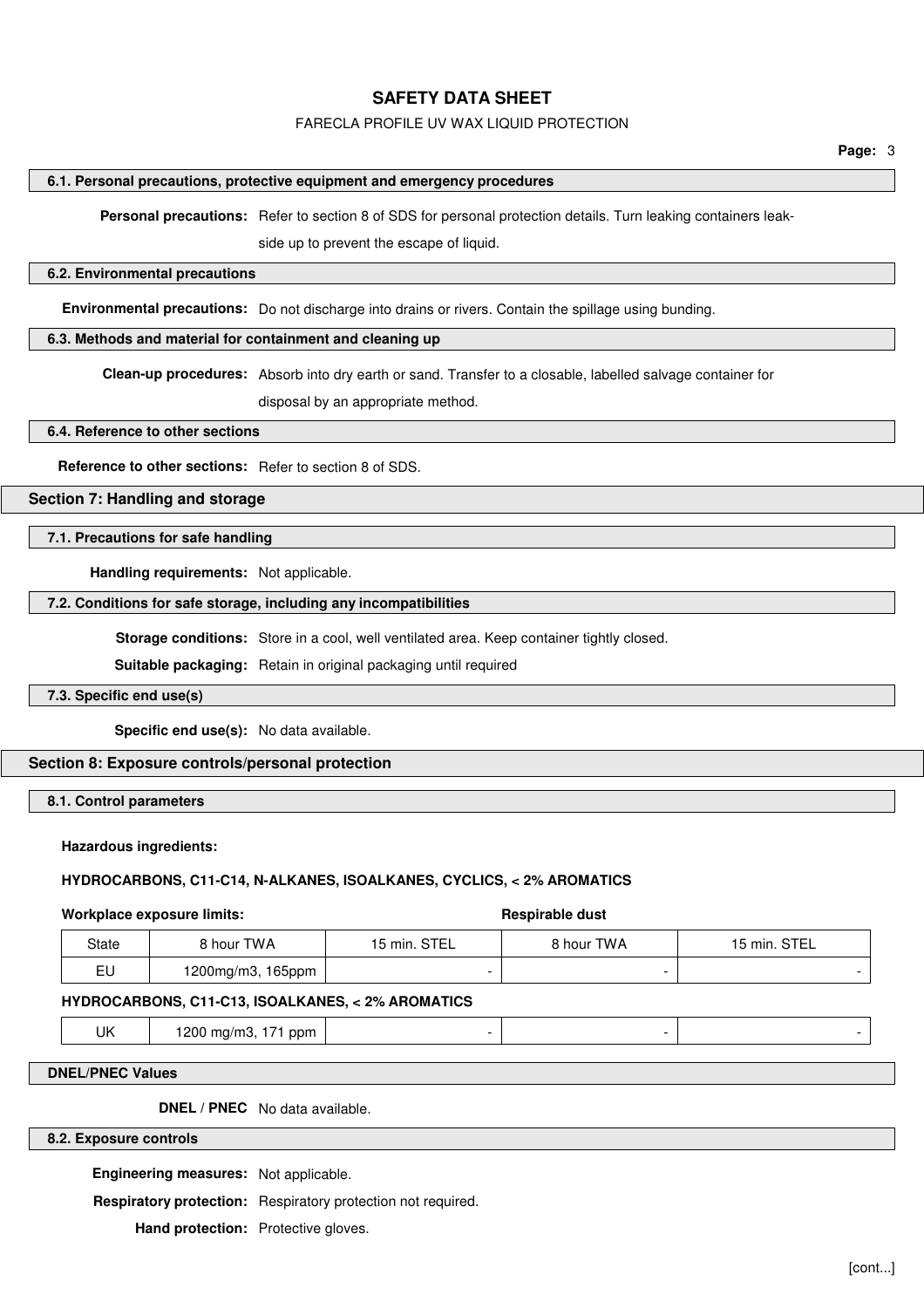### 6.1. Personal precautions, protective equipment and emergency procedures

**Personal precautions:** Refer to section 8 of SDS for personal protection details. Turn leaking containers leak-side up to prevent the escape of liquid.

### 6.2. Environmental precautions

**Environmental precautions:** Do not discharge into drains or rivers. Contain the spillage using bunding.

### 6.3. Methods and material for containment and cleaning up

**Clean-up procedures:** Absorb into dry earth or sand. Transfer to a closable, labelled salvage container for disposal by an appropriate method.

### 6.4. Reference to other sections

**Reference to other sections:** Refer to section 8 of SDS.

## Section 7: Handling and storage

### 7.1. Precautions for safe handling

**Handling requirements:** Not applicable.

### 7.2. Conditions for safe storage, including any incompatibilities

**Storage conditions:** Store in a cool, well ventilated area. Keep container tightly closed.

**Suitable packaging:** Retain in original packaging until required

### 7.3. Specific end use(s)

**Specific end use(s):** No data available.

## Section 8: Exposure controls/personal protection

### 8.1. Control parameters

**Hazardous ingredients:**

**HYDROCARBONS, C11-C14, N-ALKANES, ISOALKANES, CYCLICS, < 2% AROMATICS**

| **Workplace exposure limits:** | | | **Respirable dust** | |
|---|---|---|---|---|
| State | 8 hour TWA | 15 min. STEL | 8 hour TWA | 15 min. STEL |
| EU | 1200mg/m3, 165ppm | - | - | - |

**HYDROCARBONS, C11-C13, ISOALKANES, < 2% AROMATICS**

| | | | | |
|---|---|---|---|---|
| UK | 1200 mg/m3, 171 ppm | - | - | - |

### DNEL/PNEC Values

**DNEL / PNEC** No data available.

### 8.2. Exposure controls

**Engineering measures:** Not applicable.

**Respiratory protection:** Respiratory protection not required.

**Hand protection:** Protective gloves.

[cont...]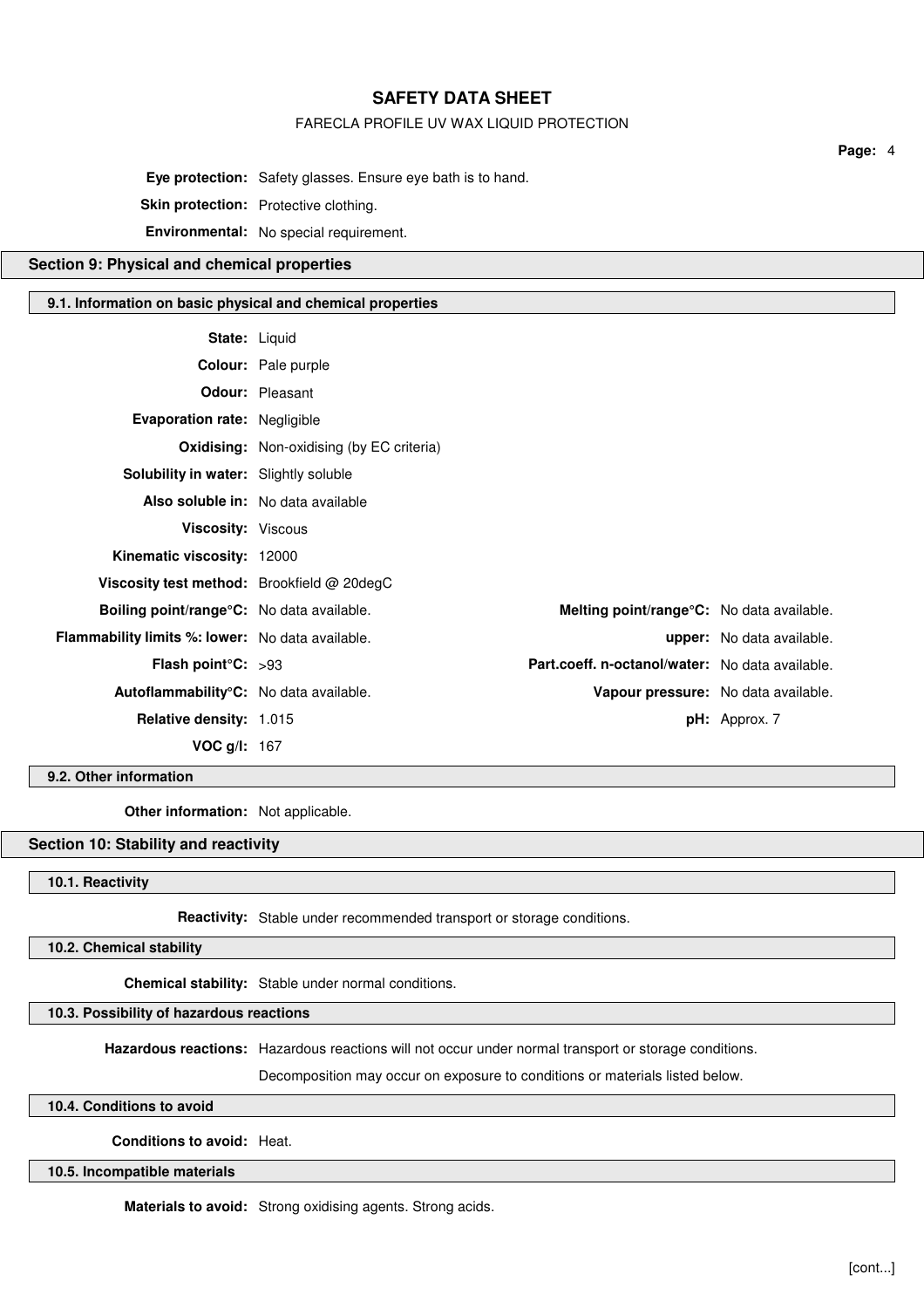**Eye protection:** Safety glasses. Ensure eye bath is to hand.

**Skin protection:** Protective clothing.

**Environmental:** No special requirement.

## Section 9: Physical and chemical properties

### 9.1. Information on basic physical and chemical properties

**State:** Liquid

**Colour:** Pale purple

**Odour:** Pleasant

**Evaporation rate:** Negligible

**Oxidising:** Non-oxidising (by EC criteria)

**Solubility in water:** Slightly soluble

**Also soluble in:** No data available

**Viscosity:** Viscous

**Kinematic viscosity:** 12000

**Viscosity test method:** Brookfield @ 20degC

| | | | |
|---|---|---|---|
| **Boiling point/range°C:** | No data available. | **Melting point/range°C:** | No data available. |
| **Flammability limits %: lower:** | No data available. | **upper:** | No data available. |
| **Flash point°C:** | >93 | **Part.coeff. n-octanol/water:** | No data available. |
| **Autoflammability°C:** | No data available. | **Vapour pressure:** | No data available. |
| **Relative density:** | 1.015 | **pH:** | Approx. 7 |
| **VOC g/l:** | 167 | | |

### 9.2. Other information

**Other information:** Not applicable.

## Section 10: Stability and reactivity

### 10.1. Reactivity

**Reactivity:** Stable under recommended transport or storage conditions.

### 10.2. Chemical stability

**Chemical stability:** Stable under normal conditions.

### 10.3. Possibility of hazardous reactions

**Hazardous reactions:** Hazardous reactions will not occur under normal transport or storage conditions.

Decomposition may occur on exposure to conditions or materials listed below.

### 10.4. Conditions to avoid

**Conditions to avoid:** Heat.

### 10.5. Incompatible materials

**Materials to avoid:** Strong oxidising agents. Strong acids.

[cont...]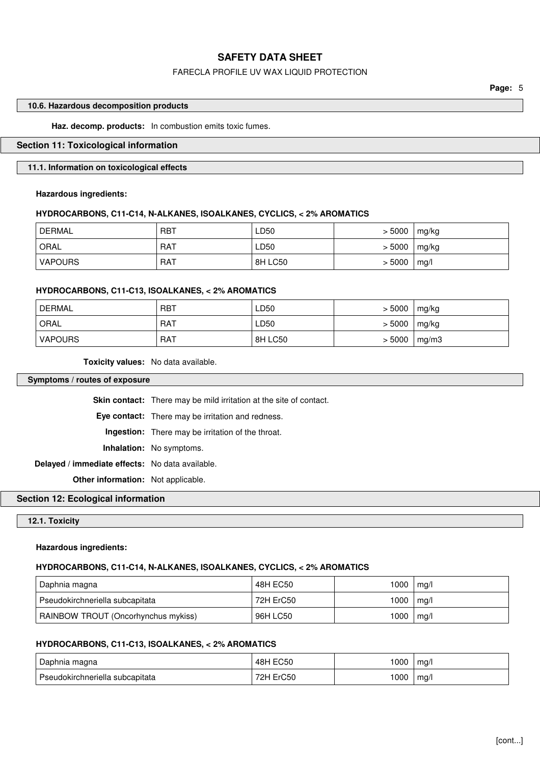### 10.6. Hazardous decomposition products

**Haz. decomp. products:** In combustion emits toxic fumes.

## Section 11: Toxicological information

### 11.1. Information on toxicological effects

**Hazardous ingredients:**

**HYDROCARBONS, C11-C14, N-ALKANES, ISOALKANES, CYCLICS, < 2% AROMATICS**

| | | | | |
|---|---|---|---|---|
| DERMAL | RBT | LD50 | > 5000 | mg/kg |
| ORAL | RAT | LD50 | > 5000 | mg/kg |
| VAPOURS | RAT | 8H LC50 | > 5000 | mg/l |

**HYDROCARBONS, C11-C13, ISOALKANES, < 2% AROMATICS**

| | | | | |
|---|---|---|---|---|
| DERMAL | RBT | LD50 | > 5000 | mg/kg |
| ORAL | RAT | LD50 | > 5000 | mg/kg |
| VAPOURS | RAT | 8H LC50 | > 5000 | mg/m3 |

**Toxicity values:** No data available.

### Symptoms / routes of exposure

**Skin contact:** There may be mild irritation at the site of contact.

**Eye contact:** There may be irritation and redness.

**Ingestion:** There may be irritation of the throat.

**Inhalation:** No symptoms.

**Delayed / immediate effects:** No data available.

**Other information:** Not applicable.

## Section 12: Ecological information

### 12.1. Toxicity

**Hazardous ingredients:**

**HYDROCARBONS, C11-C14, N-ALKANES, ISOALKANES, CYCLICS, < 2% AROMATICS**

| | | | |
|---|---|---|---|
| Daphnia magna | 48H EC50 | 1000 | mg/l |
| Pseudokirchneriella subcapitata | 72H ErC50 | 1000 | mg/l |
| RAINBOW TROUT (Oncorhynchus mykiss) | 96H LC50 | 1000 | mg/l |

**HYDROCARBONS, C11-C13, ISOALKANES, < 2% AROMATICS**

| | | | |
|---|---|---|---|
| Daphnia magna | 48H EC50 | 1000 | mg/l |
| Pseudokirchneriella subcapitata | 72H ErC50 | 1000 | mg/l |

[cont...]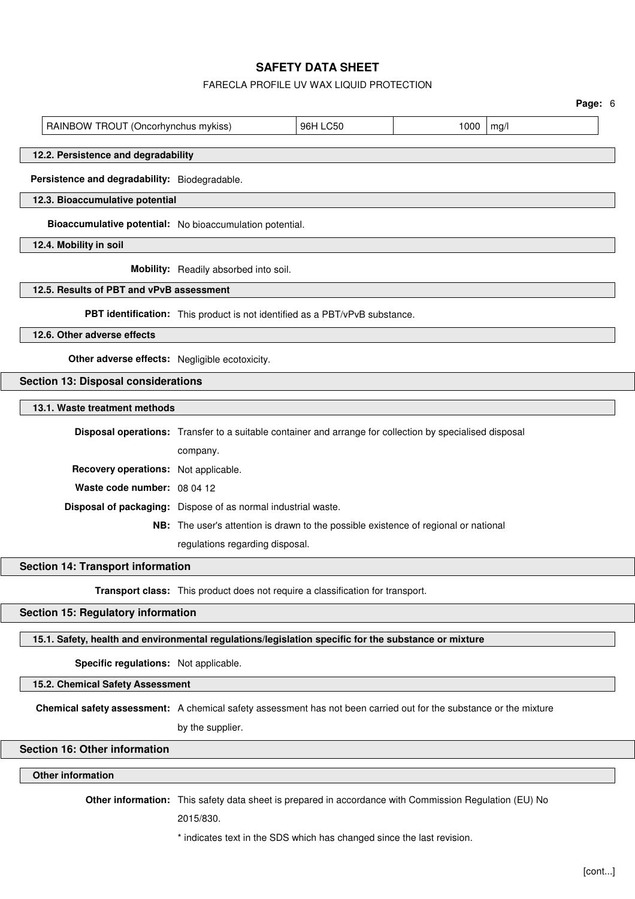| RAINBOW TROUT (Oncorhynchus mykiss) | 96H LC50 | 1000 | mg/l |
|---|---|---|---|

### 12.2. Persistence and degradability

**Persistence and degradability:** Biodegradable.

### 12.3. Bioaccumulative potential

**Bioaccumulative potential:** No bioaccumulation potential.

### 12.4. Mobility in soil

**Mobility:** Readily absorbed into soil.

### 12.5. Results of PBT and vPvB assessment

**PBT identification:** This product is not identified as a PBT/vPvB substance.

### 12.6. Other adverse effects

**Other adverse effects:** Negligible ecotoxicity.

## Section 13: Disposal considerations

### 13.1. Waste treatment methods

**Disposal operations:** Transfer to a suitable container and arrange for collection by specialised disposal company.

**Recovery operations:** Not applicable.

**Waste code number:** 08 04 12

**Disposal of packaging:** Dispose of as normal industrial waste.

**NB:** The user's attention is drawn to the possible existence of regional or national regulations regarding disposal.

## Section 14: Transport information

**Transport class:** This product does not require a classification for transport.

## Section 15: Regulatory information

### 15.1. Safety, health and environmental regulations/legislation specific for the substance or mixture

**Specific regulations:** Not applicable.

### 15.2. Chemical Safety Assessment

**Chemical safety assessment:** A chemical safety assessment has not been carried out for the substance or the mixture by the supplier.

## Section 16: Other information

### Other information

**Other information:** This safety data sheet is prepared in accordance with Commission Regulation (EU) No 2015/830.

* indicates text in the SDS which has changed since the last revision.

[cont...]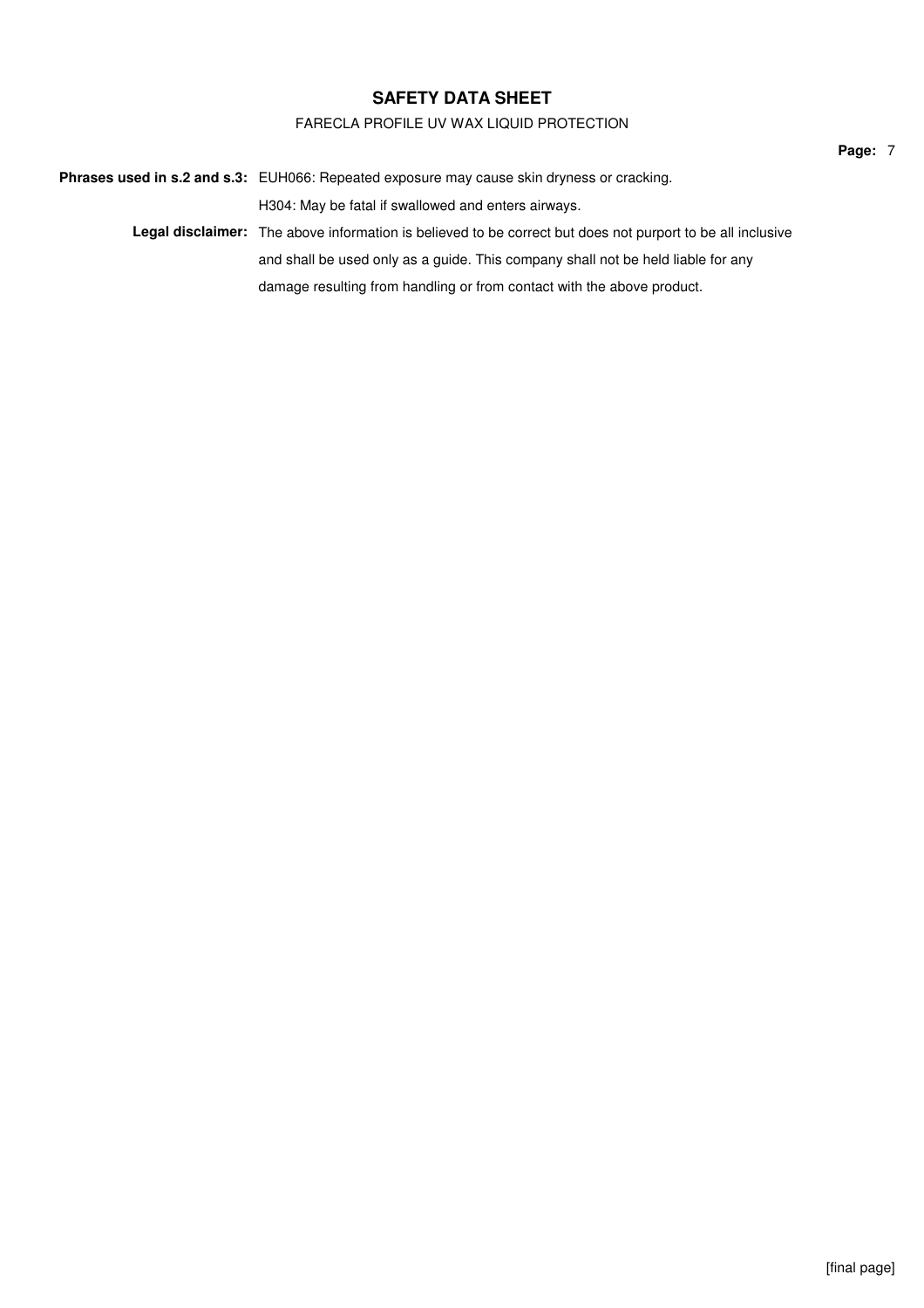**Phrases used in s.2 and s.3:** EUH066: Repeated exposure may cause skin dryness or cracking.

H304: May be fatal if swallowed and enters airways.

**Legal disclaimer:** The above information is believed to be correct but does not purport to be all inclusive and shall be used only as a guide. This company shall not be held liable for any damage resulting from handling or from contact with the above product.

[final page]